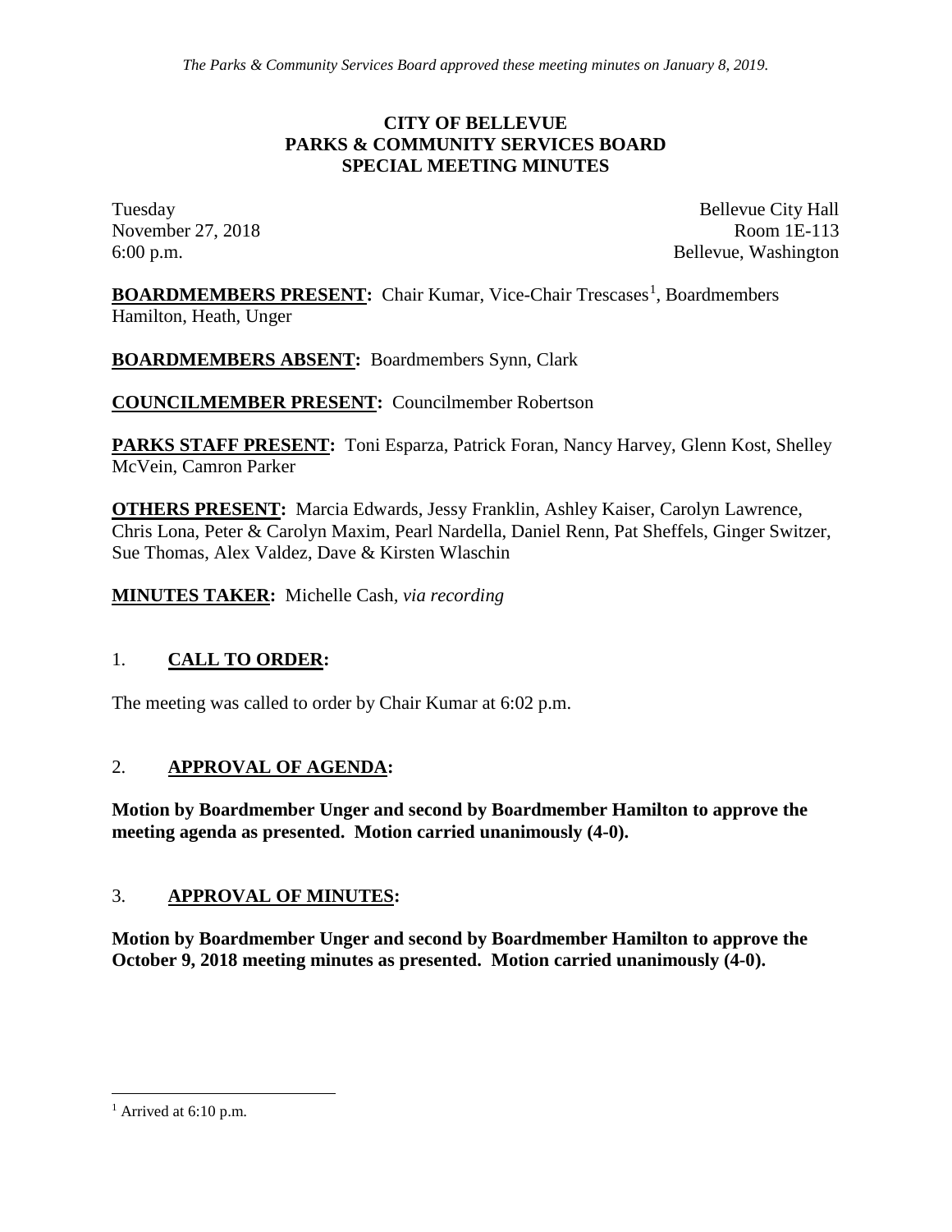*The Parks & Community Services Board approved these meeting minutes on January 8, 2019.*

# CITY OF BELLEVUE
# PARKS & COMMUNITY SERVICES BOARD
# SPECIAL MEETING MINUTES

Tuesday
November 27, 2018
6:00 p.m.

Bellevue City Hall
Room 1E-113
Bellevue, Washington

**BOARDMEMBERS PRESENT:** Chair Kumar, Vice-Chair Trescases[1], Boardmembers Hamilton, Heath, Unger

**BOARDMEMBERS ABSENT:** Boardmembers Synn, Clark

**COUNCILMEMBER PRESENT:** Councilmember Robertson

**PARKS STAFF PRESENT:** Toni Esparza, Patrick Foran, Nancy Harvey, Glenn Kost, Shelley McVein, Camron Parker

**OTHERS PRESENT:** Marcia Edwards, Jessy Franklin, Ashley Kaiser, Carolyn Lawrence, Chris Lona, Peter & Carolyn Maxim, Pearl Nardella, Daniel Renn, Pat Sheffels, Ginger Switzer, Sue Thomas, Alex Valdez, Dave & Kirsten Wlaschin

**MINUTES TAKER:** Michelle Cash, *via recording*

## 1. CALL TO ORDER:

The meeting was called to order by Chair Kumar at 6:02 p.m.

## 2. APPROVAL OF AGENDA:

**Motion by Boardmember Unger and second by Boardmember Hamilton to approve the meeting agenda as presented. Motion carried unanimously (4-0).**

## 3. APPROVAL OF MINUTES:

**Motion by Boardmember Unger and second by Boardmember Hamilton to approve the October 9, 2018 meeting minutes as presented. Motion carried unanimously (4-0).**

---

[1] Arrived at 6:10 p.m.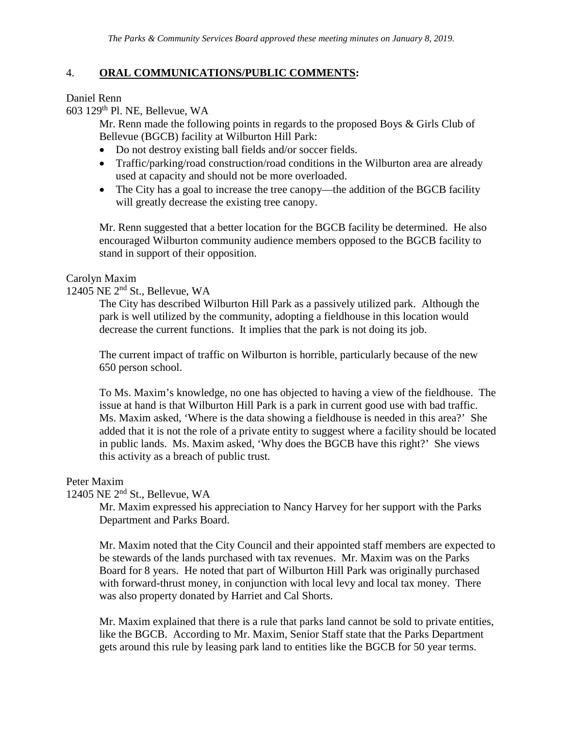*The Parks & Community Services Board approved these meeting minutes on January 8, 2019.*

## 4. **ORAL COMMUNICATIONS/PUBLIC COMMENTS:**

Daniel Renn
603 129th Pl. NE, Bellevue, WA

Mr. Renn made the following points in regards to the proposed Boys & Girls Club of Bellevue (BGCB) facility at Wilburton Hill Park:

- Do not destroy existing ball fields and/or soccer fields.
- Traffic/parking/road construction/road conditions in the Wilburton area are already used at capacity and should not be more overloaded.
- The City has a goal to increase the tree canopy—the addition of the BGCB facility will greatly decrease the existing tree canopy.

Mr. Renn suggested that a better location for the BGCB facility be determined. He also encouraged Wilburton community audience members opposed to the BGCB facility to stand in support of their opposition.

Carolyn Maxim
12405 NE 2nd St., Bellevue, WA

The City has described Wilburton Hill Park as a passively utilized park. Although the park is well utilized by the community, adopting a fieldhouse in this location would decrease the current functions. It implies that the park is not doing its job.

The current impact of traffic on Wilburton is horrible, particularly because of the new 650 person school.

To Ms. Maxim's knowledge, no one has objected to having a view of the fieldhouse. The issue at hand is that Wilburton Hill Park is a park in current good use with bad traffic. Ms. Maxim asked, 'Where is the data showing a fieldhouse is needed in this area?' She added that it is not the role of a private entity to suggest where a facility should be located in public lands. Ms. Maxim asked, 'Why does the BGCB have this right?' She views this activity as a breach of public trust.

Peter Maxim
12405 NE 2nd St., Bellevue, WA

Mr. Maxim expressed his appreciation to Nancy Harvey for her support with the Parks Department and Parks Board.

Mr. Maxim noted that the City Council and their appointed staff members are expected to be stewards of the lands purchased with tax revenues. Mr. Maxim was on the Parks Board for 8 years. He noted that part of Wilburton Hill Park was originally purchased with forward-thrust money, in conjunction with local levy and local tax money. There was also property donated by Harriet and Cal Shorts.

Mr. Maxim explained that there is a rule that parks land cannot be sold to private entities, like the BGCB. According to Mr. Maxim, Senior Staff state that the Parks Department gets around this rule by leasing park land to entities like the BGCB for 50 year terms.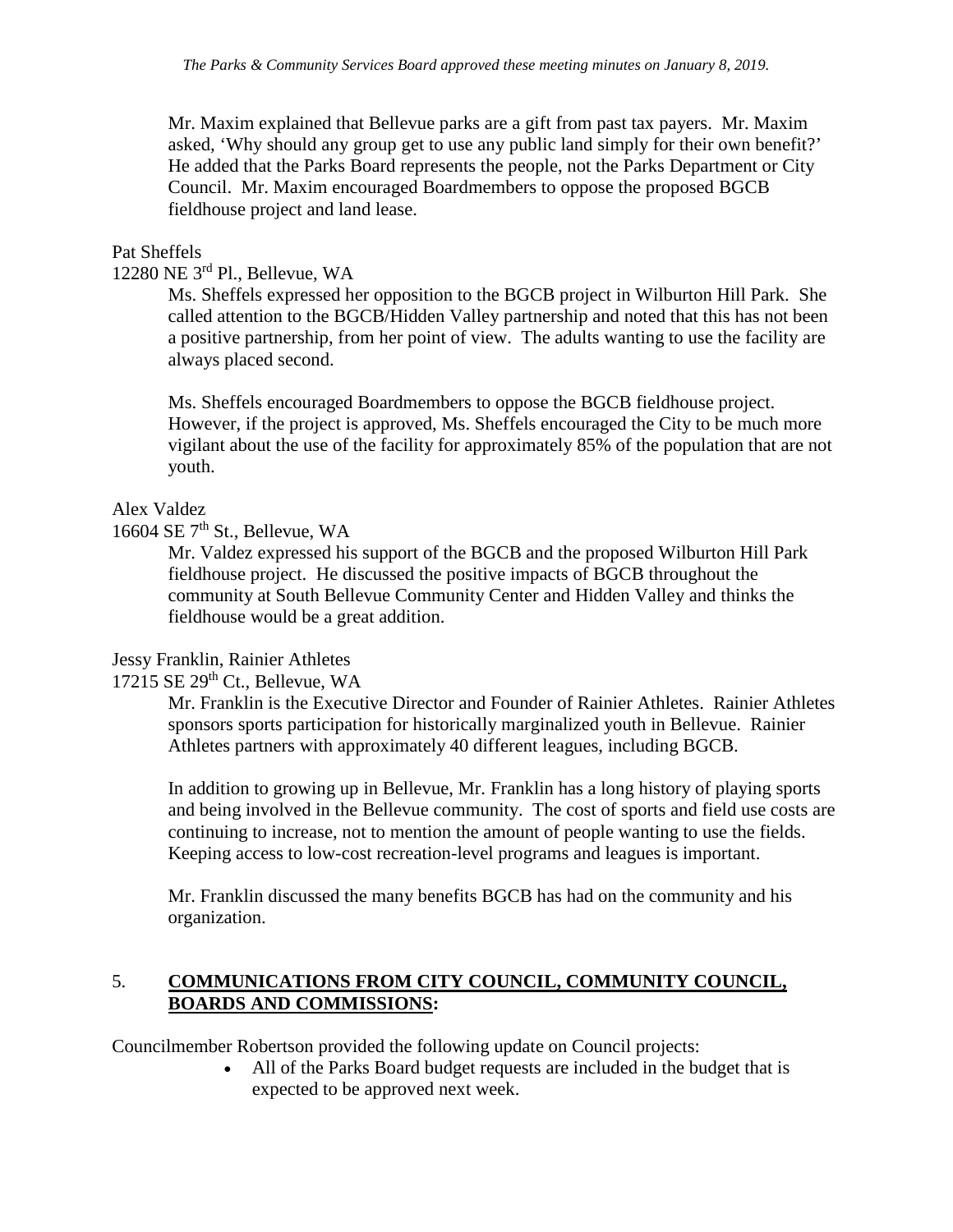*The Parks & Community Services Board approved these meeting minutes on January 8, 2019.*

Mr. Maxim explained that Bellevue parks are a gift from past tax payers. Mr. Maxim asked, 'Why should any group get to use any public land simply for their own benefit?' He added that the Parks Board represents the people, not the Parks Department or City Council. Mr. Maxim encouraged Boardmembers to oppose the proposed BGCB fieldhouse project and land lease.

Pat Sheffels
12280 NE 3rd Pl., Bellevue, WA

Ms. Sheffels expressed her opposition to the BGCB project in Wilburton Hill Park. She called attention to the BGCB/Hidden Valley partnership and noted that this has not been a positive partnership, from her point of view. The adults wanting to use the facility are always placed second.

Ms. Sheffels encouraged Boardmembers to oppose the BGCB fieldhouse project. However, if the project is approved, Ms. Sheffels encouraged the City to be much more vigilant about the use of the facility for approximately 85% of the population that are not youth.

Alex Valdez
16604 SE 7th St., Bellevue, WA

Mr. Valdez expressed his support of the BGCB and the proposed Wilburton Hill Park fieldhouse project. He discussed the positive impacts of BGCB throughout the community at South Bellevue Community Center and Hidden Valley and thinks the fieldhouse would be a great addition.

Jessy Franklin, Rainier Athletes
17215 SE 29th Ct., Bellevue, WA

Mr. Franklin is the Executive Director and Founder of Rainier Athletes. Rainier Athletes sponsors sports participation for historically marginalized youth in Bellevue. Rainier Athletes partners with approximately 40 different leagues, including BGCB.

In addition to growing up in Bellevue, Mr. Franklin has a long history of playing sports and being involved in the Bellevue community. The cost of sports and field use costs are continuing to increase, not to mention the amount of people wanting to use the fields. Keeping access to low-cost recreation-level programs and leagues is important.

Mr. Franklin discussed the many benefits BGCB has had on the community and his organization.

## 5. **COMMUNICATIONS FROM CITY COUNCIL, COMMUNITY COUNCIL, BOARDS AND COMMISSIONS:**

Councilmember Robertson provided the following update on Council projects:

- All of the Parks Board budget requests are included in the budget that is expected to be approved next week.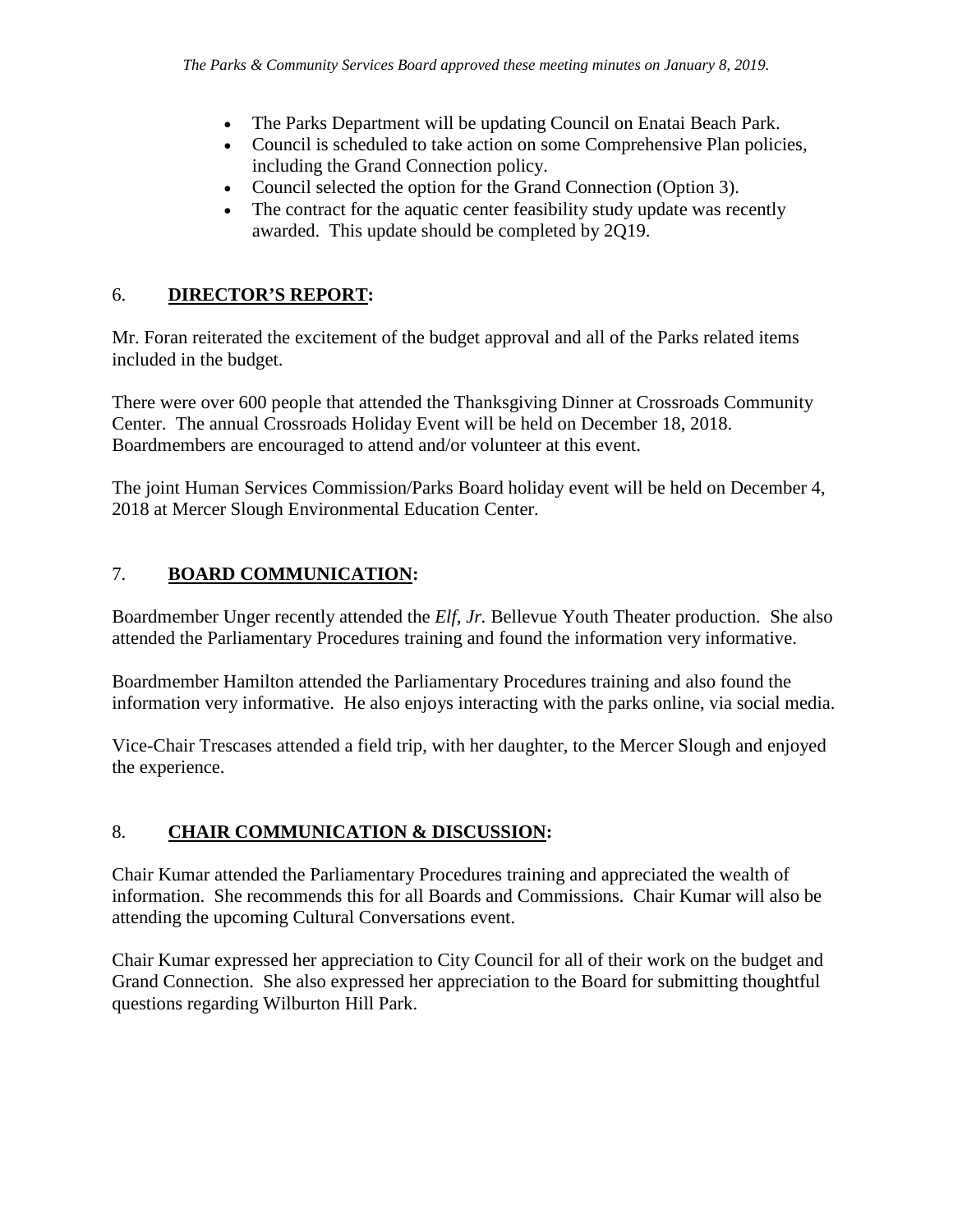- The Parks Department will be updating Council on Enatai Beach Park.
- Council is scheduled to take action on some Comprehensive Plan policies, including the Grand Connection policy.
- Council selected the option for the Grand Connection (Option 3).
- The contract for the aquatic center feasibility study update was recently awarded. This update should be completed by 2Q19.

## 6. DIRECTOR'S REPORT:

Mr. Foran reiterated the excitement of the budget approval and all of the Parks related items included in the budget.

There were over 600 people that attended the Thanksgiving Dinner at Crossroads Community Center. The annual Crossroads Holiday Event will be held on December 18, 2018. Boardmembers are encouraged to attend and/or volunteer at this event.

The joint Human Services Commission/Parks Board holiday event will be held on December 4, 2018 at Mercer Slough Environmental Education Center.

## 7. BOARD COMMUNICATION:

Boardmember Unger recently attended the *Elf, Jr.* Bellevue Youth Theater production. She also attended the Parliamentary Procedures training and found the information very informative.

Boardmember Hamilton attended the Parliamentary Procedures training and also found the information very informative. He also enjoys interacting with the parks online, via social media.

Vice-Chair Trescases attended a field trip, with her daughter, to the Mercer Slough and enjoyed the experience.

## 8. CHAIR COMMUNICATION & DISCUSSION:

Chair Kumar attended the Parliamentary Procedures training and appreciated the wealth of information. She recommends this for all Boards and Commissions. Chair Kumar will also be attending the upcoming Cultural Conversations event.

Chair Kumar expressed her appreciation to City Council for all of their work on the budget and Grand Connection. She also expressed her appreciation to the Board for submitting thoughtful questions regarding Wilburton Hill Park.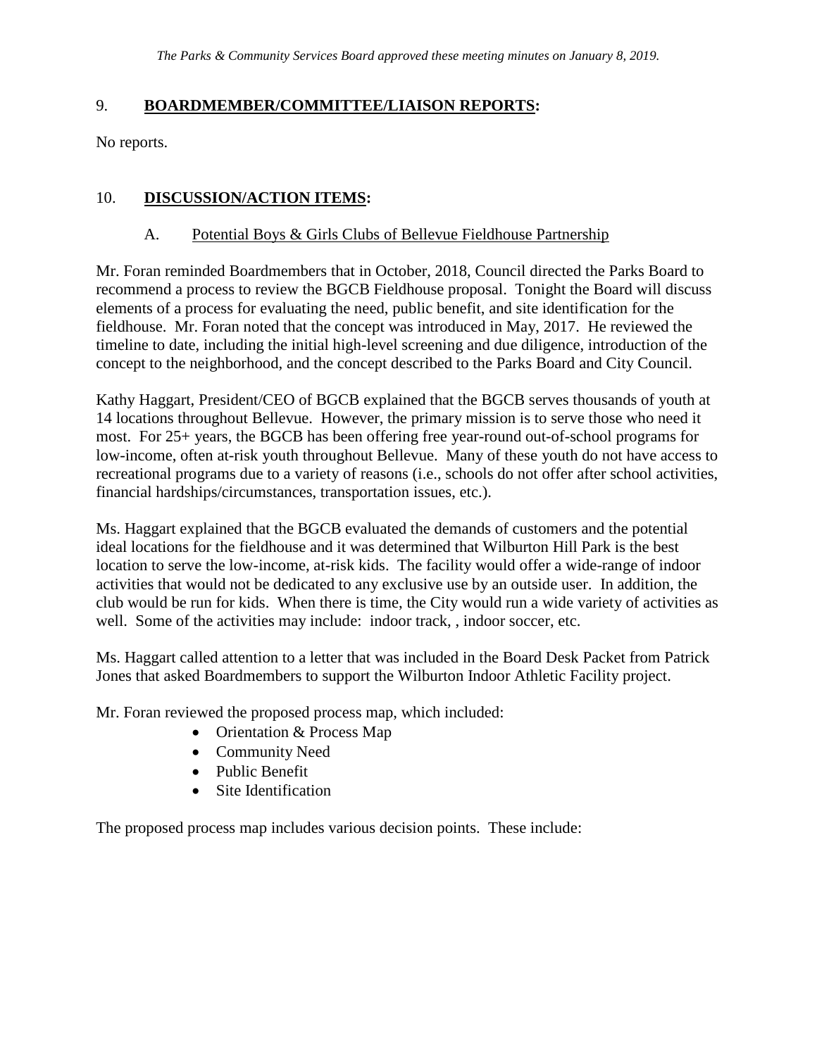*The Parks & Community Services Board approved these meeting minutes on January 8, 2019.*

## 9. **BOARDMEMBER/COMMITTEE/LIAISON REPORTS:**

No reports.

## 10. **DISCUSSION/ACTION ITEMS:**

### A. Potential Boys & Girls Clubs of Bellevue Fieldhouse Partnership

Mr. Foran reminded Boardmembers that in October, 2018, Council directed the Parks Board to recommend a process to review the BGCB Fieldhouse proposal. Tonight the Board will discuss elements of a process for evaluating the need, public benefit, and site identification for the fieldhouse. Mr. Foran noted that the concept was introduced in May, 2017. He reviewed the timeline to date, including the initial high-level screening and due diligence, introduction of the concept to the neighborhood, and the concept described to the Parks Board and City Council.

Kathy Haggart, President/CEO of BGCB explained that the BGCB serves thousands of youth at 14 locations throughout Bellevue. However, the primary mission is to serve those who need it most. For 25+ years, the BGCB has been offering free year-round out-of-school programs for low-income, often at-risk youth throughout Bellevue. Many of these youth do not have access to recreational programs due to a variety of reasons (i.e., schools do not offer after school activities, financial hardships/circumstances, transportation issues, etc.).

Ms. Haggart explained that the BGCB evaluated the demands of customers and the potential ideal locations for the fieldhouse and it was determined that Wilburton Hill Park is the best location to serve the low-income, at-risk kids. The facility would offer a wide-range of indoor activities that would not be dedicated to any exclusive use by an outside user. In addition, the club would be run for kids. When there is time, the City would run a wide variety of activities as well. Some of the activities may include: indoor track, , indoor soccer, etc.

Ms. Haggart called attention to a letter that was included in the Board Desk Packet from Patrick Jones that asked Boardmembers to support the Wilburton Indoor Athletic Facility project.

Mr. Foran reviewed the proposed process map, which included:

- Orientation & Process Map
- Community Need
- Public Benefit
- Site Identification

The proposed process map includes various decision points. These include: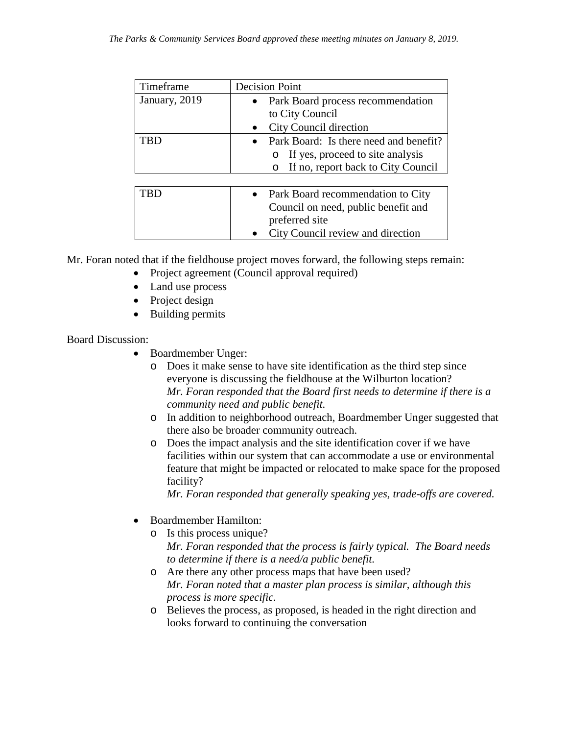*The Parks & Community Services Board approved these meeting minutes on January 8, 2019.*

| Timeframe | Decision Point |
|---|---|
| January, 2019 | • Park Board process recommendation to City Council<br>• City Council direction |
| TBD | • Park Board: Is there need and benefit?<br>o If yes, proceed to site analysis<br>o If no, report back to City Council |
| TBD | • Park Board recommendation to City Council on need, public benefit and preferred site<br>• City Council review and direction |

Mr. Foran noted that if the fieldhouse project moves forward, the following steps remain:

- Project agreement (Council approval required)
- Land use process
- Project design
- Building permits

Board Discussion:

- Boardmember Unger:
  - Does it make sense to have site identification as the third step since everyone is discussing the fieldhouse at the Wilburton location?
    *Mr. Foran responded that the Board first needs to determine if there is a community need and public benefit.*
  - In addition to neighborhood outreach, Boardmember Unger suggested that there also be broader community outreach.
  - Does the impact analysis and the site identification cover if we have facilities within our system that can accommodate a use or environmental feature that might be impacted or relocated to make space for the proposed facility?
    *Mr. Foran responded that generally speaking yes, trade-offs are covered.*

- Boardmember Hamilton:
  - Is this process unique?
    *Mr. Foran responded that the process is fairly typical. The Board needs to determine if there is a need/a public benefit.*
  - Are there any other process maps that have been used?
    *Mr. Foran noted that a master plan process is similar, although this process is more specific.*
  - Believes the process, as proposed, is headed in the right direction and looks forward to continuing the conversation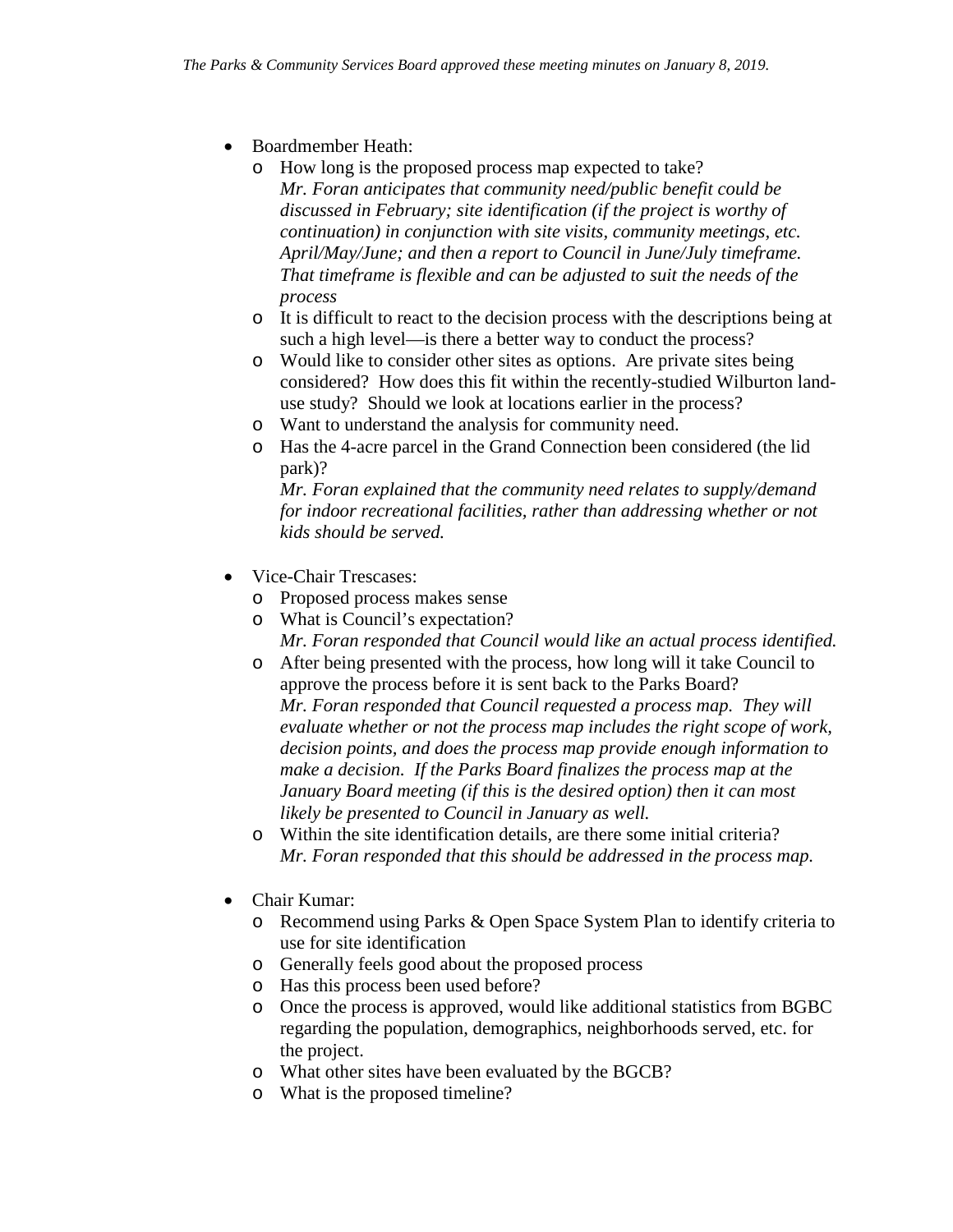- Boardmember Heath:
  - How long is the proposed process map expected to take?
    *Mr. Foran anticipates that community need/public benefit could be discussed in February; site identification (if the project is worthy of continuation) in conjunction with site visits, community meetings, etc. April/May/June; and then a report to Council in June/July timeframe. That timeframe is flexible and can be adjusted to suit the needs of the process*
  - It is difficult to react to the decision process with the descriptions being at such a high level—is there a better way to conduct the process?
  - Would like to consider other sites as options. Are private sites being considered? How does this fit within the recently-studied Wilburton land-use study? Should we look at locations earlier in the process?
  - Want to understand the analysis for community need.
  - Has the 4-acre parcel in the Grand Connection been considered (the lid park)?
    *Mr. Foran explained that the community need relates to supply/demand for indoor recreational facilities, rather than addressing whether or not kids should be served.*

- Vice-Chair Trescases:
  - Proposed process makes sense
  - What is Council's expectation?
    *Mr. Foran responded that Council would like an actual process identified.*
  - After being presented with the process, how long will it take Council to approve the process before it is sent back to the Parks Board?
    *Mr. Foran responded that Council requested a process map. They will evaluate whether or not the process map includes the right scope of work, decision points, and does the process map provide enough information to make a decision. If the Parks Board finalizes the process map at the January Board meeting (if this is the desired option) then it can most likely be presented to Council in January as well.*
  - Within the site identification details, are there some initial criteria?
    *Mr. Foran responded that this should be addressed in the process map.*

- Chair Kumar:
  - Recommend using Parks & Open Space System Plan to identify criteria to use for site identification
  - Generally feels good about the proposed process
  - Has this process been used before?
  - Once the process is approved, would like additional statistics from BGBC regarding the population, demographics, neighborhoods served, etc. for the project.
  - What other sites have been evaluated by the BGCB?
  - What is the proposed timeline?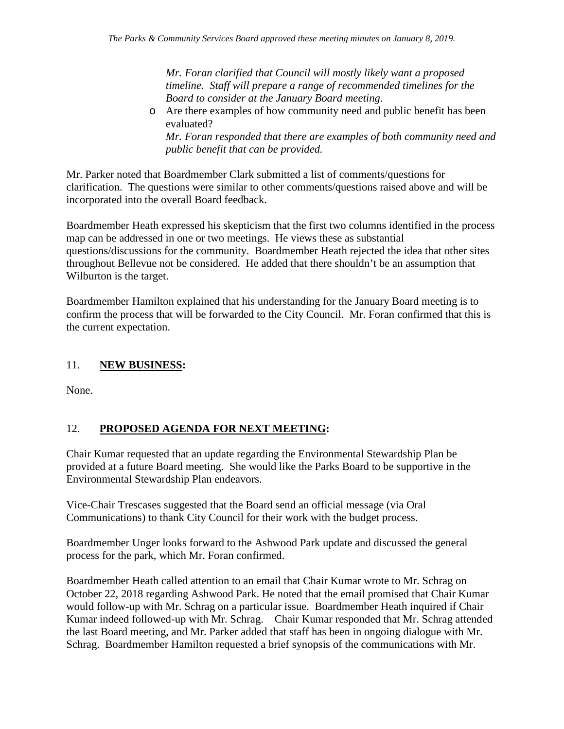*Mr. Foran clarified that Council will mostly likely want a proposed timeline. Staff will prepare a range of recommended timelines for the Board to consider at the January Board meeting.*

- Are there examples of how community need and public benefit has been evaluated?
  *Mr. Foran responded that there are examples of both community need and public benefit that can be provided.*

Mr. Parker noted that Boardmember Clark submitted a list of comments/questions for clarification. The questions were similar to other comments/questions raised above and will be incorporated into the overall Board feedback.

Boardmember Heath expressed his skepticism that the first two columns identified in the process map can be addressed in one or two meetings. He views these as substantial questions/discussions for the community. Boardmember Heath rejected the idea that other sites throughout Bellevue not be considered. He added that there shouldn't be an assumption that Wilburton is the target.

Boardmember Hamilton explained that his understanding for the January Board meeting is to confirm the process that will be forwarded to the City Council. Mr. Foran confirmed that this is the current expectation.

## 11. **NEW BUSINESS:**

None.

## 12. **PROPOSED AGENDA FOR NEXT MEETING:**

Chair Kumar requested that an update regarding the Environmental Stewardship Plan be provided at a future Board meeting. She would like the Parks Board to be supportive in the Environmental Stewardship Plan endeavors.

Vice-Chair Trescases suggested that the Board send an official message (via Oral Communications) to thank City Council for their work with the budget process.

Boardmember Unger looks forward to the Ashwood Park update and discussed the general process for the park, which Mr. Foran confirmed.

Boardmember Heath called attention to an email that Chair Kumar wrote to Mr. Schrag on October 22, 2018 regarding Ashwood Park. He noted that the email promised that Chair Kumar would follow-up with Mr. Schrag on a particular issue. Boardmember Heath inquired if Chair Kumar indeed followed-up with Mr. Schrag. Chair Kumar responded that Mr. Schrag attended the last Board meeting, and Mr. Parker added that staff has been in ongoing dialogue with Mr. Schrag. Boardmember Hamilton requested a brief synopsis of the communications with Mr.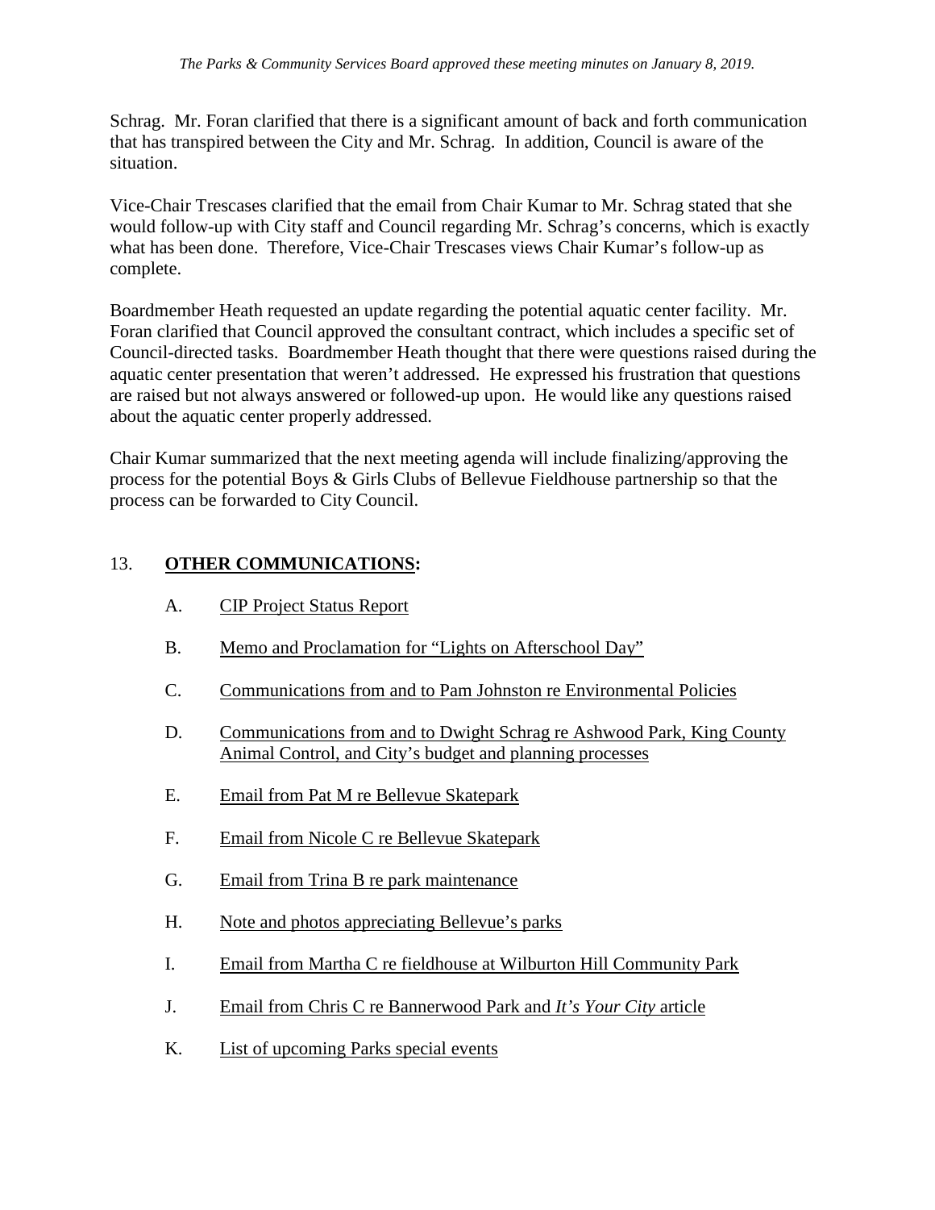Schrag. Mr. Foran clarified that there is a significant amount of back and forth communication that has transpired between the City and Mr. Schrag. In addition, Council is aware of the situation.

Vice-Chair Trescases clarified that the email from Chair Kumar to Mr. Schrag stated that she would follow-up with City staff and Council regarding Mr. Schrag's concerns, which is exactly what has been done. Therefore, Vice-Chair Trescases views Chair Kumar's follow-up as complete.

Boardmember Heath requested an update regarding the potential aquatic center facility. Mr. Foran clarified that Council approved the consultant contract, which includes a specific set of Council-directed tasks. Boardmember Heath thought that there were questions raised during the aquatic center presentation that weren't addressed. He expressed his frustration that questions are raised but not always answered or followed-up upon. He would like any questions raised about the aquatic center properly addressed.

Chair Kumar summarized that the next meeting agenda will include finalizing/approving the process for the potential Boys & Girls Clubs of Bellevue Fieldhouse partnership so that the process can be forwarded to City Council.

## 13. **OTHER COMMUNICATIONS:**

A. CIP Project Status Report

B. Memo and Proclamation for "Lights on Afterschool Day"

C. Communications from and to Pam Johnston re Environmental Policies

D. Communications from and to Dwight Schrag re Ashwood Park, King County Animal Control, and City's budget and planning processes

E. Email from Pat M re Bellevue Skatepark

F. Email from Nicole C re Bellevue Skatepark

G. Email from Trina B re park maintenance

H. Note and photos appreciating Bellevue's parks

I. Email from Martha C re fieldhouse at Wilburton Hill Community Park

J. Email from Chris C re Bannerwood Park and *It's Your City* article

K. List of upcoming Parks special events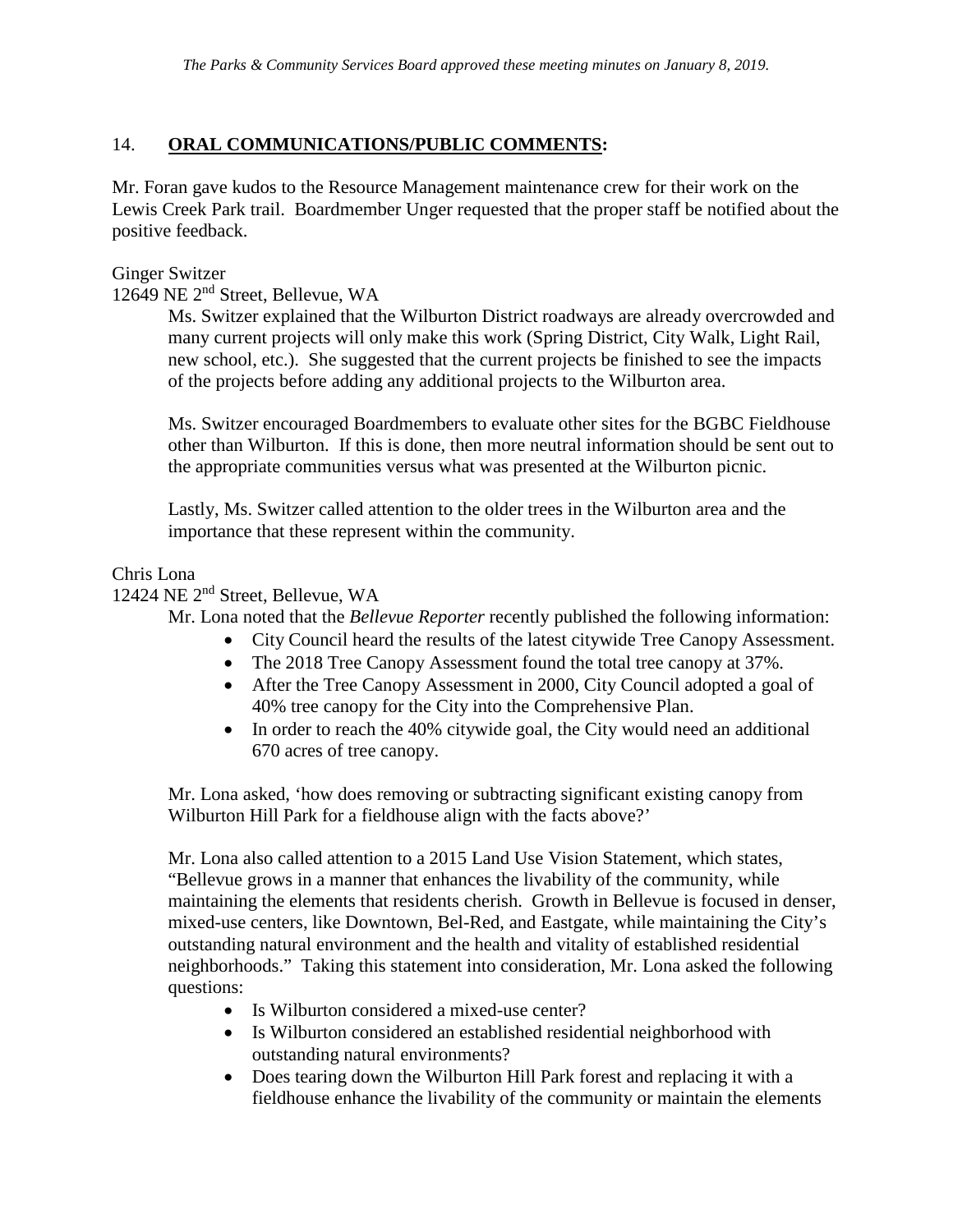## 14. **ORAL COMMUNICATIONS/PUBLIC COMMENTS:**

Mr. Foran gave kudos to the Resource Management maintenance crew for their work on the Lewis Creek Park trail. Boardmember Unger requested that the proper staff be notified about the positive feedback.

Ginger Switzer
12649 NE 2nd Street, Bellevue, WA

Ms. Switzer explained that the Wilburton District roadways are already overcrowded and many current projects will only make this work (Spring District, City Walk, Light Rail, new school, etc.). She suggested that the current projects be finished to see the impacts of the projects before adding any additional projects to the Wilburton area.

Ms. Switzer encouraged Boardmembers to evaluate other sites for the BGBC Fieldhouse other than Wilburton. If this is done, then more neutral information should be sent out to the appropriate communities versus what was presented at the Wilburton picnic.

Lastly, Ms. Switzer called attention to the older trees in the Wilburton area and the importance that these represent within the community.

Chris Lona
12424 NE 2nd Street, Bellevue, WA

Mr. Lona noted that the *Bellevue Reporter* recently published the following information:

- City Council heard the results of the latest citywide Tree Canopy Assessment.
- The 2018 Tree Canopy Assessment found the total tree canopy at 37%.
- After the Tree Canopy Assessment in 2000, City Council adopted a goal of 40% tree canopy for the City into the Comprehensive Plan.
- In order to reach the 40% citywide goal, the City would need an additional 670 acres of tree canopy.

Mr. Lona asked, 'how does removing or subtracting significant existing canopy from Wilburton Hill Park for a fieldhouse align with the facts above?'

Mr. Lona also called attention to a 2015 Land Use Vision Statement, which states, "Bellevue grows in a manner that enhances the livability of the community, while maintaining the elements that residents cherish. Growth in Bellevue is focused in denser, mixed-use centers, like Downtown, Bel-Red, and Eastgate, while maintaining the City's outstanding natural environment and the health and vitality of established residential neighborhoods." Taking this statement into consideration, Mr. Lona asked the following questions:

- Is Wilburton considered a mixed-use center?
- Is Wilburton considered an established residential neighborhood with outstanding natural environments?
- Does tearing down the Wilburton Hill Park forest and replacing it with a fieldhouse enhance the livability of the community or maintain the elements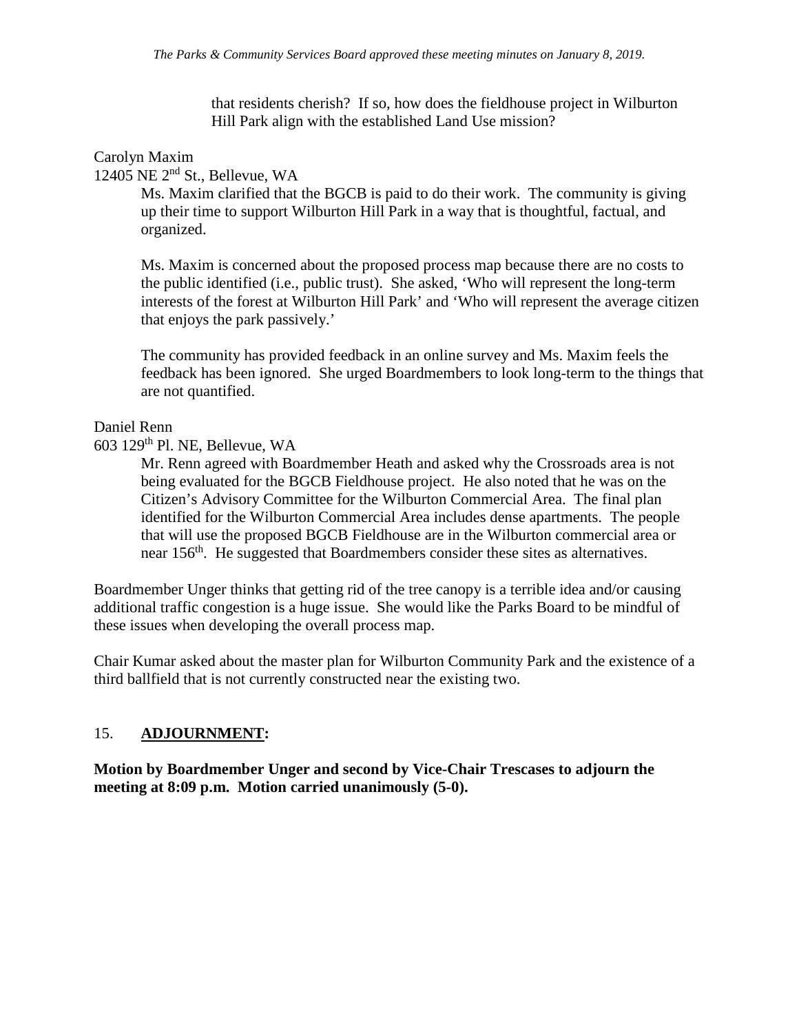that residents cherish? If so, how does the fieldhouse project in Wilburton Hill Park align with the established Land Use mission?

Carolyn Maxim
12405 NE 2nd St., Bellevue, WA

Ms. Maxim clarified that the BGCB is paid to do their work. The community is giving up their time to support Wilburton Hill Park in a way that is thoughtful, factual, and organized.

Ms. Maxim is concerned about the proposed process map because there are no costs to the public identified (i.e., public trust). She asked, 'Who will represent the long-term interests of the forest at Wilburton Hill Park' and 'Who will represent the average citizen that enjoys the park passively.'

The community has provided feedback in an online survey and Ms. Maxim feels the feedback has been ignored. She urged Boardmembers to look long-term to the things that are not quantified.

Daniel Renn
603 129th Pl. NE, Bellevue, WA

Mr. Renn agreed with Boardmember Heath and asked why the Crossroads area is not being evaluated for the BGCB Fieldhouse project. He also noted that he was on the Citizen's Advisory Committee for the Wilburton Commercial Area. The final plan identified for the Wilburton Commercial Area includes dense apartments. The people that will use the proposed BGCB Fieldhouse are in the Wilburton commercial area or near 156th. He suggested that Boardmembers consider these sites as alternatives.

Boardmember Unger thinks that getting rid of the tree canopy is a terrible idea and/or causing additional traffic congestion is a huge issue. She would like the Parks Board to be mindful of these issues when developing the overall process map.

Chair Kumar asked about the master plan for Wilburton Community Park and the existence of a third ballfield that is not currently constructed near the existing two.

## 15. **ADJOURNMENT:**

**Motion by Boardmember Unger and second by Vice-Chair Trescases to adjourn the meeting at 8:09 p.m. Motion carried unanimously (5-0).**